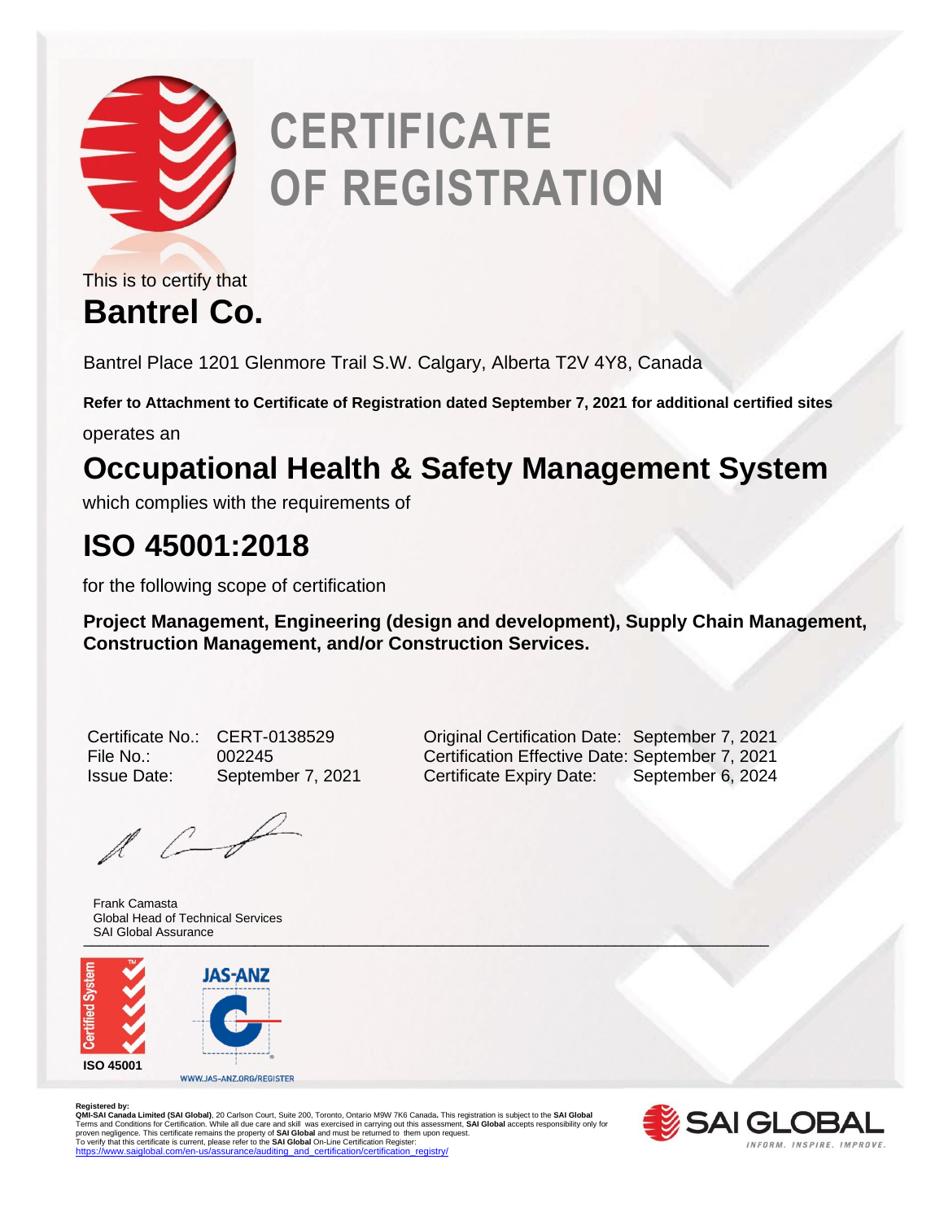# CERTIFICATE OF REGISTRATION

This is to certify that

## Bantrel Co.

Bantrel Place 1201 Glenmore Trail S.W. Calgary, Alberta T2V 4Y8, Canada

**Refer to Attachment to Certificate of Registration dated September 7, 2021 for additional certified sites**

operates an

## Occupational Health & Safety Management System

which complies with the requirements of

## ISO 45001:2018

for the following scope of certification

**Project Management, Engineering (design and development), Supply Chain Management, Construction Management, and/or Construction Services.**

| | | | |
|---|---|---|---|
| Certificate No.: | CERT-0138529 | Original Certification Date: | September 7, 2021 |
| File No.: | 002245 | Certification Effective Date: | September 7, 2021 |
| Issue Date: | September 7, 2021 | Certificate Expiry Date: | September 6, 2024 |

Frank Camasta
Global Head of Technical Services
SAI Global Assurance

Certified System ISO 45001

JAS-ANZ
WWW.JAS-ANZ.ORG/REGISTER

**Registered by:**
**QMI-SAI Canada Limited (SAI Global)**, 20 Carlson Court, Suite 200, Toronto, Ontario M9W 7K6 Canada. This registration is subject to the **SAI Global** Terms and Conditions for Certification. While all due care and skill was exercised in carrying out this assessment, **SAI Global** accepts responsibility only for proven negligence. This certificate remains the property of **SAI Global** and must be returned to them upon request.
To verify that this certificate is current, please refer to the **SAI Global** On-Line Certification Register:
https://www.saiglobal.com/en-us/assurance/auditing_and_certification/certification_registry/

SAI GLOBAL
INFORM. INSPIRE. IMPROVE.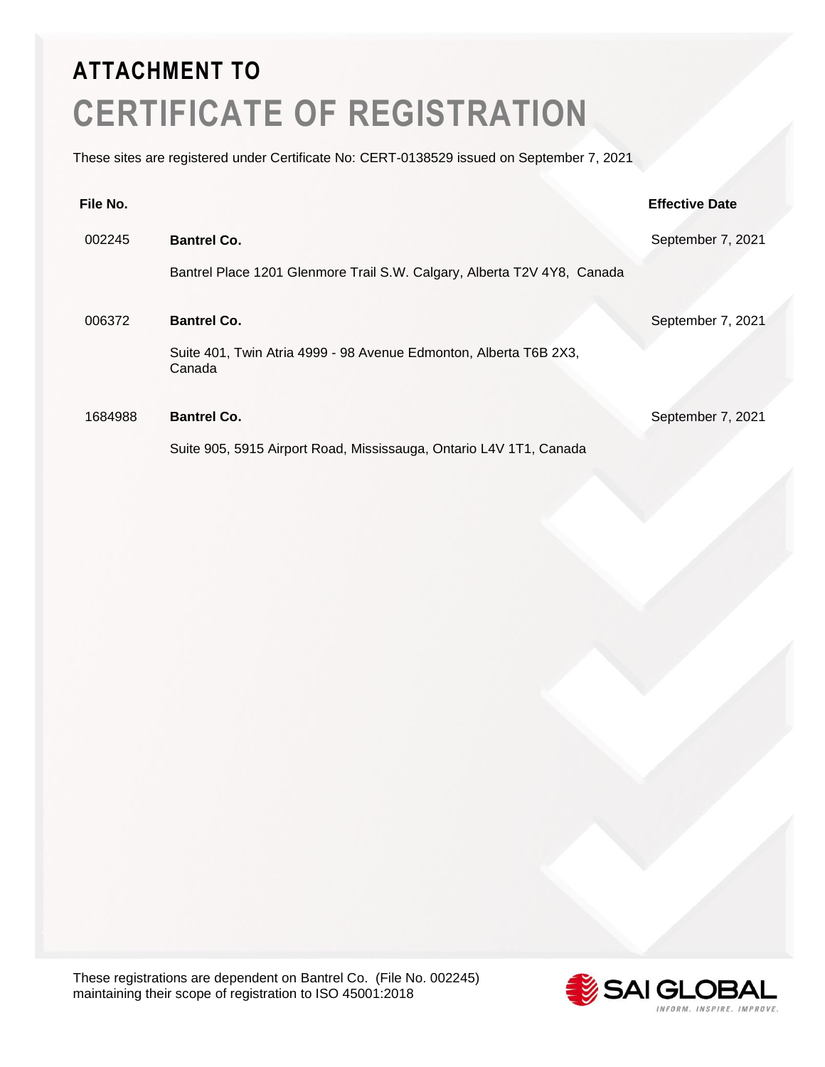# ATTACHMENT TO
# CERTIFICATE OF REGISTRATION

These sites are registered under Certificate No: CERT-0138529 issued on September 7, 2021

| File No. | | Effective Date |
| --- | --- | --- |
| 002245 | **Bantrel Co.**<br>Bantrel Place 1201 Glenmore Trail S.W. Calgary, Alberta T2V 4Y8, Canada | September 7, 2021 |
| 006372 | **Bantrel Co.**<br>Suite 401, Twin Atria 4999 - 98 Avenue Edmonton, Alberta T6B 2X3, Canada | September 7, 2021 |
| 1684988 | **Bantrel Co.**<br>Suite 905, 5915 Airport Road, Mississauga, Ontario L4V 1T1, Canada | September 7, 2021 |

These registrations are dependent on Bantrel Co. (File No. 002245) maintaining their scope of registration to ISO 45001:2018

SAI GLOBAL
INFORM. INSPIRE. IMPROVE.